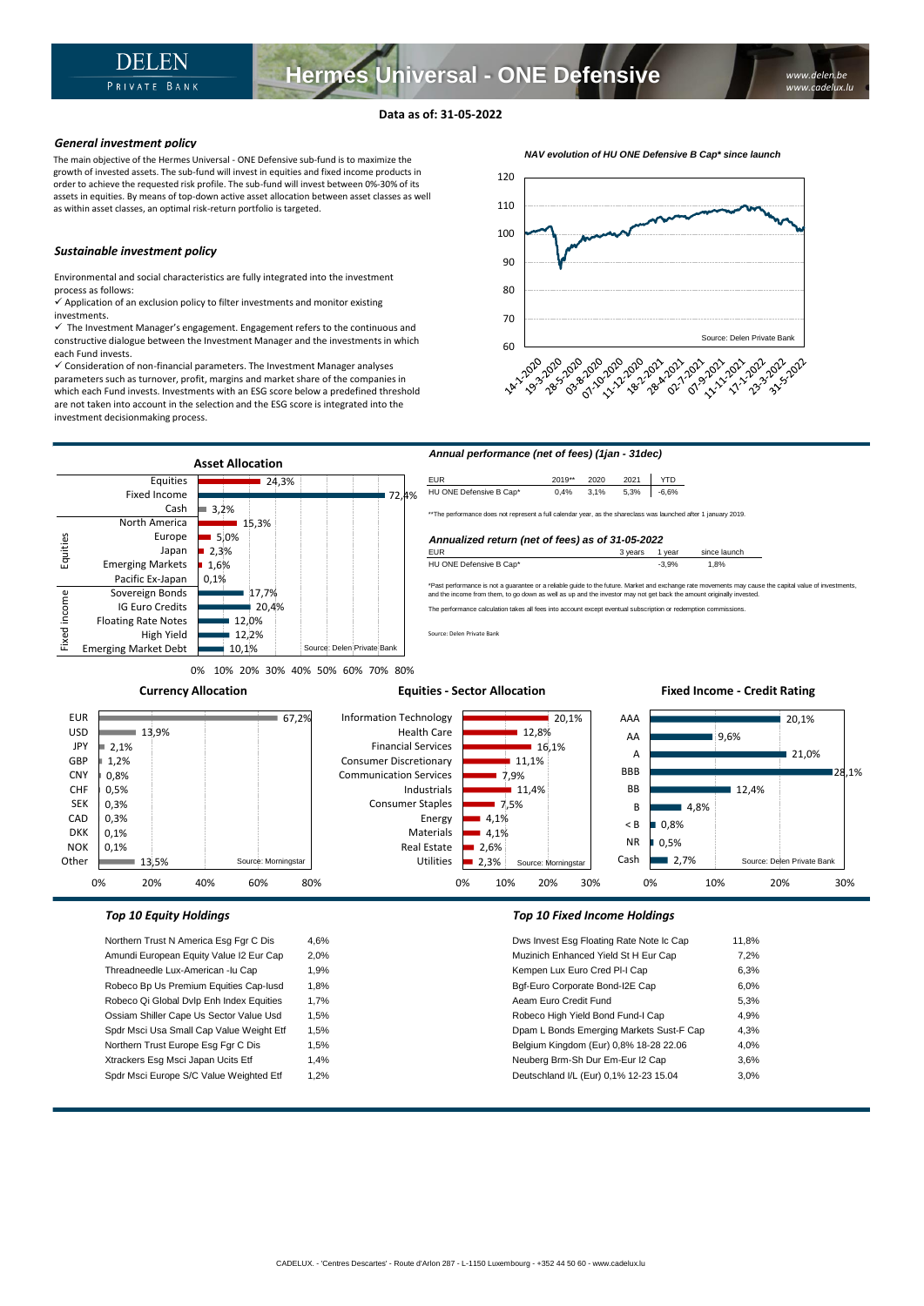# Hermes Universal - ONE Defensive

DELEN PRIVATE BANK

www.delen.be
www.cadelux.lu

**Data as of: 31-05-2022**

## General investment policy

The main objective of the Hermes Universal - ONE Defensive sub-fund is to maximize the growth of invested assets. The sub-fund will invest in equities and fixed income products in order to achieve the requested risk profile. The sub-fund will invest between 0%-30% of its assets in equities. By means of top-down active asset allocation between asset classes as well as within asset classes, an optimal risk-return portfolio is targeted.

## Sustainable investment policy

Environmental and social characteristics are fully integrated into the investment process as follows:

- ✓ Application of an exclusion policy to filter investments and monitor existing investments.
- ✓ The Investment Manager's engagement. Engagement refers to the continuous and constructive dialogue between the Investment Manager and the investments in which each Fund invests.
- ✓ Consideration of non-financial parameters. The Investment Manager analyses parameters such as turnover, profit, margins and market share of the companies in which each Fund invests. Investments with an ESG score below a predefined threshold are not taken into account in the selection and the ESG score is integrated into the investment decisionmaking process.

*NAV evolution of HU ONE Defensive B Cap\* since launch*

Source: Delen Private Bank

## Asset Allocation

| | | |
|---|---|---|
| | Equities | 24,3% |
| | Fixed Income | 72,4% |
| | Cash | 3,2% |
| Equities | North America | 15,3% |
| | Europe | 5,0% |
| | Japan | 2,3% |
| | Emerging Markets | 1,6% |
| | Pacific Ex-Japan | 0,1% |
| Fixed income | Sovereign Bonds | 17,7% |
| | IG Euro Credits | 20,4% |
| | Floating Rate Notes | 12,0% |
| | High Yield | 12,2% |
| | Emerging Market Debt | 10,1% |

Source: Delen Private Bank

*Annual performance (net of fees) (1jan - 31dec)*

| EUR | 2019** | 2020 | 2021 | YTD |
|---|---|---|---|---|
| HU ONE Defensive B Cap* | 0,4% | 3,1% | 5,3% | -6,6% |

**The performance does not represent a full calendar year, as the shareclass was launched after 1 january 2019.

*Annualized return (net of fees) as of 31-05-2022*

| EUR | 3 years | 1 year | since launch |
|---|---|---|---|
| HU ONE Defensive B Cap* | | -3,9% | 1,8% |

*Past performance is not a guarantee or a reliable guide to the future. Market and exchange rate movements may cause the capital value of investments, and the income from them, to go down as well as up and the investor may not get back the amount originally invested.

The performance calculation takes all fees into account except eventual subscription or redemption commissions.

Source: Delen Private Bank

## Currency Allocation

| Currency | % |
|---|---|
| EUR | 67,2% |
| USD | 13,9% |
| JPY | 2,1% |
| GBP | 1,2% |
| CNY | 0,8% |
| CHF | 0,5% |
| SEK | 0,3% |
| CAD | 0,3% |
| DKK | 0,1% |
| NOK | 0,1% |
| Other | 13,5% |

Source: Morningstar

## Equities - Sector Allocation

| Sector | % |
|---|---|
| Information Technology | 20,1% |
| Health Care | 12,8% |
| Financial Services | 16,1% |
| Consumer Discretionary | 11,1% |
| Communication Services | 7,9% |
| Industrials | 11,4% |
| Consumer Staples | 7,5% |
| Energy | 4,1% |
| Materials | 4,1% |
| Real Estate | 2,6% |
| Utilities | 2,3% |

Source: Morningstar

## Fixed Income - Credit Rating

| Rating | % |
|---|---|
| AAA | 20,1% |
| AA | 9,6% |
| A | 21,0% |
| BBB | 28,1% |
| BB | 12,4% |
| B | 4,8% |
| < B | 0,8% |
| NR | 0,5% |
| Cash | 2,7% |

Source: Delen Private Bank

## Top 10 Equity Holdings

| Holding | % |
|---|---|
| Northern Trust N America Esg Fgr C Dis | 4,6% |
| Amundi European Equity Value I2 Eur Cap | 2,0% |
| Threadneedle Lux-American -Iu Cap | 1,9% |
| Robeco Bp Us Premium Equities Cap-Iusd | 1,8% |
| Robeco Qi Global Dvlp Enh Index Equities | 1,7% |
| Ossiam Shiller Cape Us Sector Value Usd | 1,5% |
| Spdr Msci Usa Small Cap Value Weight Etf | 1,5% |
| Northern Trust Europe Esg Fgr C Dis | 1,5% |
| Xtrackers Esg Msci Japan Ucits Etf | 1,4% |
| Spdr Msci Europe S/C Value Weighted Etf | 1,2% |

## Top 10 Fixed Income Holdings

| Holding | % |
|---|---|
| Dws Invest Esg Floating Rate Note Ic Cap | 11,8% |
| Muzinich Enhanced Yield St H Eur Cap | 7,2% |
| Kempen Lux Euro Cred PI-I Cap | 6,3% |
| Bgf-Euro Corporate Bond-I2E Cap | 6,0% |
| Aeam Euro Credit Fund | 5,3% |
| Robeco High Yield Bond Fund-I Cap | 4,9% |
| Dpam L Bonds Emerging Markets Sust-F Cap | 4,3% |
| Belgium Kingdom (Eur) 0,8% 18-28 22.06 | 4,0% |
| Neuberg Brm-Sh Dur Em-Eur I2 Cap | 3,6% |
| Deutschland I/L (Eur) 0,1% 12-23 15.04 | 3,0% |

CADELUX. - 'Centres Descartes' - Route d'Arlon 287 - L-1150 Luxembourg - +352 44 50 60 - www.cadelux.lu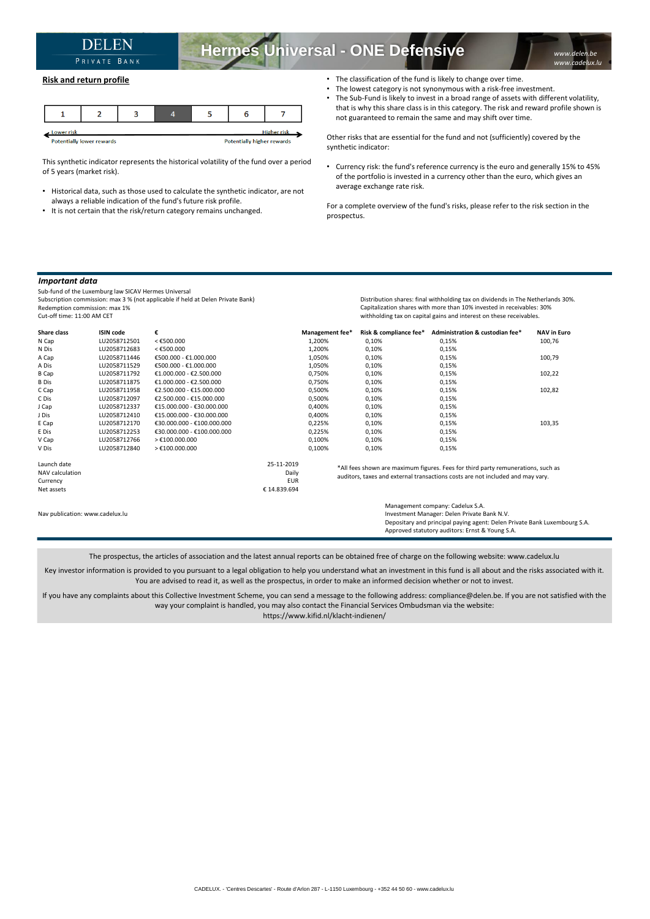DELEN
PRIVATE BANK

# Hermes Universal - ONE Defensive

www.delen.be
www.cadelux.lu

## Risk and return profile

| 1 | 2 | 3 | 4 | 5 | 6 | 7 |
|---|---|---|---|---|---|---|

Lower risk — Higher risk
Potentially lower rewards — Potentially higher rewards

This synthetic indicator represents the historical volatility of the fund over a period of 5 years (market risk).

- Historical data, such as those used to calculate the synthetic indicator, are not always a reliable indication of the fund's future risk profile.
- It is not certain that the risk/return category remains unchanged.
- The classification of the fund is likely to change over time.
- The lowest category is not synonymous with a risk-free investment.
- The Sub-Fund is likely to invest in a broad range of assets with different volatility, that is why this share class is in this category. The risk and reward profile shown is not guaranteed to remain the same and may shift over time.

Other risks that are essential for the fund and not (sufficiently) covered by the synthetic indicator:

- Currency risk: the fund's reference currency is the euro and generally 15% to 45% of the portfolio is invested in a currency other than the euro, which gives an average exchange rate risk.

For a complete overview of the fund's risks, please refer to the risk section in the prospectus.

### *Important data*

Sub-fund of the Luxembourg law SICAV Hermes Universal
Subscription commission: max 3 % (not applicable if held at Delen Private Bank)
Redemption commission: max 1%
Cut-off time: 11:00 AM CET

Distribution shares: final withholding tax on dividends in The Netherlands 30%.
Capitalization shares with more than 10% invested in receivables: 30%
withholding tax on capital gains and interest on these receivables.

| Share class | ISIN code | € | Management fee* | Risk & compliance fee* | Administration & custodian fee* | NAV in Euro |
|---|---|---|---|---|---|---|
| N Cap | LU2058712501 | < €500.000 | 1,200% | 0,10% | 0,15% | 100,76 |
| N Dis | LU2058712683 | < €500.000 | 1,200% | 0,10% | 0,15% | |
| A Cap | LU2058711446 | €500.000 - €1.000.000 | 1,050% | 0,10% | 0,15% | 100,79 |
| A Dis | LU2058711529 | €500.000 - €1.000.000 | 1,050% | 0,10% | 0,15% | |
| B Cap | LU2058711792 | €1.000.000 - €2.500.000 | 0,750% | 0,10% | 0,15% | 102,22 |
| B Dis | LU2058711875 | €1.000.000 - €2.500.000 | 0,750% | 0,10% | 0,15% | |
| C Cap | LU2058711958 | €2.500.000 - €15.000.000 | 0,500% | 0,10% | 0,15% | 102,82 |
| C Dis | LU2058712097 | €2.500.000 - €15.000.000 | 0,500% | 0,10% | 0,15% | |
| J Cap | LU2058712337 | €15.000.000 - €30.000.000 | 0,400% | 0,10% | 0,15% | |
| J Dis | LU2058712410 | €15.000.000 - €30.000.000 | 0,400% | 0,10% | 0,15% | |
| E Cap | LU2058712170 | €30.000.000 - €100.000.000 | 0,225% | 0,10% | 0,15% | 103,35 |
| E Dis | LU2058712253 | €30.000.000 - €100.000.000 | 0,225% | 0,10% | 0,15% | |
| V Cap | LU2058712766 | > €100.000.000 | 0,100% | 0,10% | 0,15% | |
| V Dis | LU2058712840 | > €100.000.000 | 0,100% | 0,10% | 0,15% | |

| | |
|---|---|
| Launch date | 25-11-2019 |
| NAV calculation | Daily |
| Currency | EUR |
| Net assets | € 14.839.694 |

*All fees shown are maximum figures. Fees for third party remunerations, such as auditors, taxes and external transactions costs are not included and may vary.

Nav publication: www.cadelux.lu

Management company: Cadelux S.A.
Investment Manager: Delen Private Bank N.V.
Depositary and principal paying agent: Delen Private Bank Luxembourg S.A.
Approved statutory auditors: Ernst & Young S.A.

The prospectus, the articles of association and the latest annual reports can be obtained free of charge on the following website: www.cadelux.lu

Key investor information is provided to you pursuant to a legal obligation to help you understand what an investment in this fund is all about and the risks associated with it. You are advised to read it, as well as the prospectus, in order to make an informed decision whether or not to invest.

If you have any complaints about this Collective Investment Scheme, you can send a message to the following address: compliance@delen.be. If you are not satisfied with the way your complaint is handled, you may also contact the Financial Services Ombudsman via the website: https://www.kifid.nl/klacht-indienen/

CADELUX. - 'Centres Descartes' - Route d'Arlon 287 - L-1150 Luxembourg - +352 44 50 60 - www.cadelux.lu